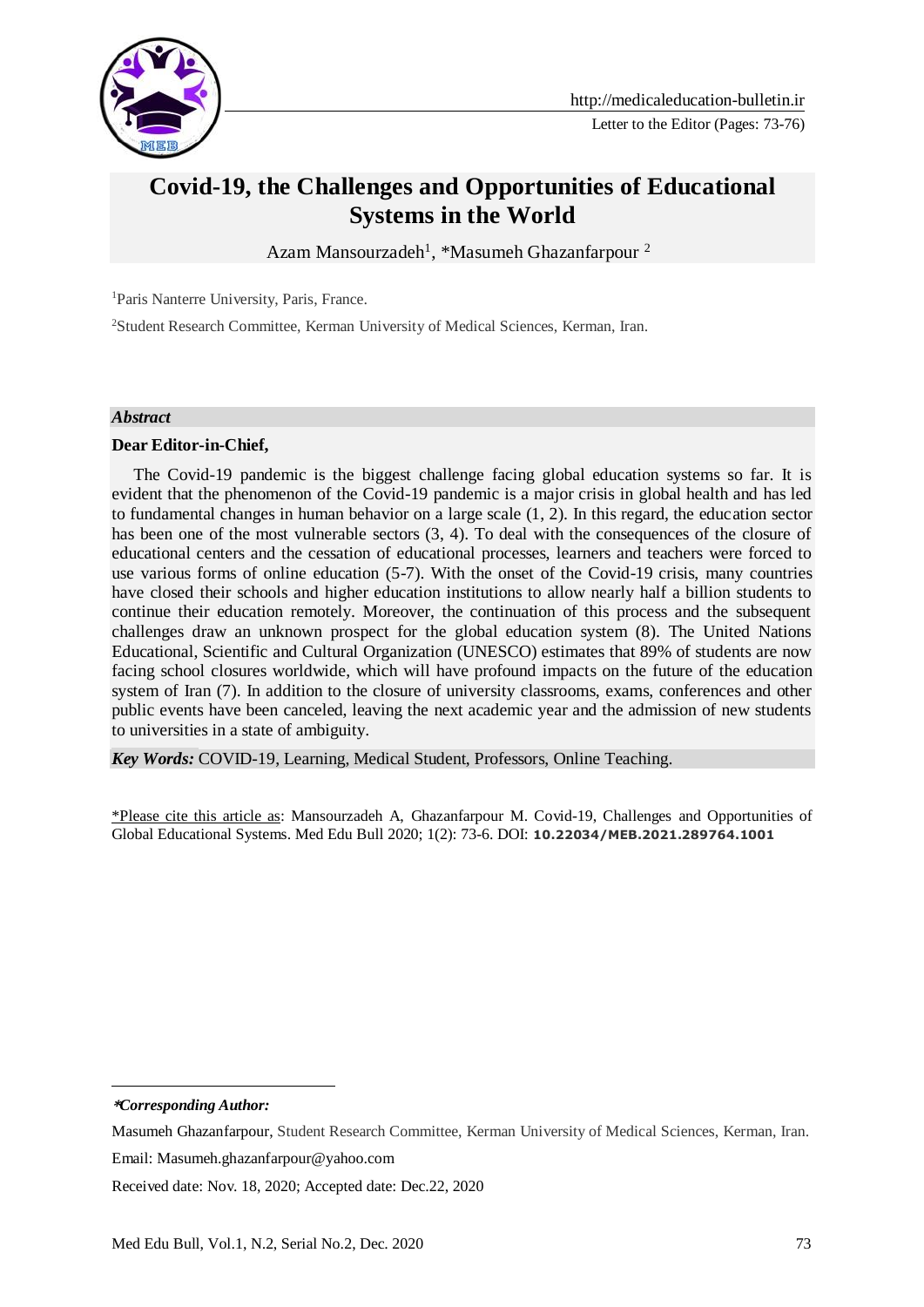Letter to the Editor (Pages: 73-76)

# Covid-19, the Challenges and Opportunities of Educational Systems in the World

Azam Mansourzadeh[1], *Masumeh Ghazanfarpour [2]

[1]Paris Nanterre University, Paris, France.

[2]Student Research Committee, Kerman University of Medical Sciences, Kerman, Iran.

## *Abstract*

**Dear Editor-in-Chief,**

The Covid-19 pandemic is the biggest challenge facing global education systems so far. It is evident that the phenomenon of the Covid-19 pandemic is a major crisis in global health and has led to fundamental changes in human behavior on a large scale (1, 2). In this regard, the education sector has been one of the most vulnerable sectors (3, 4). To deal with the consequences of the closure of educational centers and the cessation of educational processes, learners and teachers were forced to use various forms of online education (5-7). With the onset of the Covid-19 crisis, many countries have closed their schools and higher education institutions to allow nearly half a billion students to continue their education remotely. Moreover, the continuation of this process and the subsequent challenges draw an unknown prospect for the global education system (8). The United Nations Educational, Scientific and Cultural Organization (UNESCO) estimates that 89% of students are now facing school closures worldwide, which will have profound impacts on the future of the education system of Iran (7). In addition to the closure of university classrooms, exams, conferences and other public events have been canceled, leaving the next academic year and the admission of new students to universities in a state of ambiguity.

***Key Words:*** COVID-19, Learning, Medical Student, Professors, Online Teaching.

*Please cite this article as: Mansourzadeh A, Ghazanfarpour M. Covid-19, Challenges and Opportunities of Global Educational Systems. Med Edu Bull 2020; 1(2): 73-6. DOI: **10.22034/MEB.2021.289764.1001**

---

***Corresponding Author:***

Masumeh Ghazanfarpour, Student Research Committee, Kerman University of Medical Sciences, Kerman, Iran.

Email: Masumeh.ghazanfarpour@yahoo.com

Received date: Nov. 18, 2020; Accepted date: Dec.22, 2020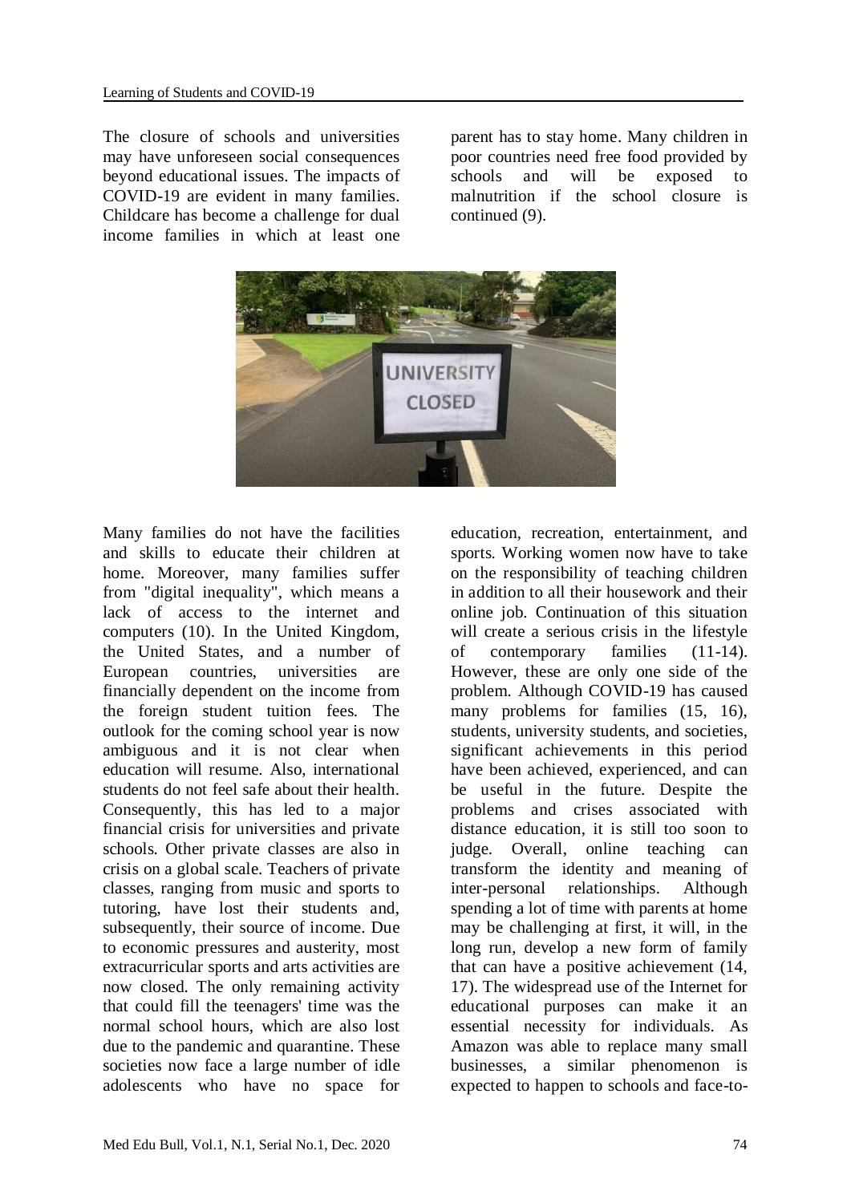The closure of schools and universities may have unforeseen social consequences beyond educational issues. The impacts of COVID-19 are evident in many families. Childcare has become a challenge for dual income families in which at least one parent has to stay home. Many children in poor countries need free food provided by schools and will be exposed to malnutrition if the school closure is continued (9).

Many families do not have the facilities and skills to educate their children at home. Moreover, many families suffer from "digital inequality", which means a lack of access to the internet and computers (10). In the United Kingdom, the United States, and a number of European countries, universities are financially dependent on the income from the foreign student tuition fees. The outlook for the coming school year is now ambiguous and it is not clear when education will resume. Also, international students do not feel safe about their health. Consequently, this has led to a major financial crisis for universities and private schools. Other private classes are also in crisis on a global scale. Teachers of private classes, ranging from music and sports to tutoring, have lost their students and, subsequently, their source of income. Due to economic pressures and austerity, most extracurricular sports and arts activities are now closed. The only remaining activity that could fill the teenagers' time was the normal school hours, which are also lost due to the pandemic and quarantine. These societies now face a large number of idle adolescents who have no space for education, recreation, entertainment, and sports. Working women now have to take on the responsibility of teaching children in addition to all their housework and their online job. Continuation of this situation will create a serious crisis in the lifestyle of contemporary families (11-14). However, these are only one side of the problem. Although COVID-19 has caused many problems for families (15, 16), students, university students, and societies, significant achievements in this period have been achieved, experienced, and can be useful in the future. Despite the problems and crises associated with distance education, it is still too soon to judge. Overall, online teaching can transform the identity and meaning of inter-personal relationships. Although spending a lot of time with parents at home may be challenging at first, it will, in the long run, develop a new form of family that can have a positive achievement (14, 17). The widespread use of the Internet for educational purposes can make it an essential necessity for individuals. As Amazon was able to replace many small businesses, a similar phenomenon is expected to happen to schools and face-to-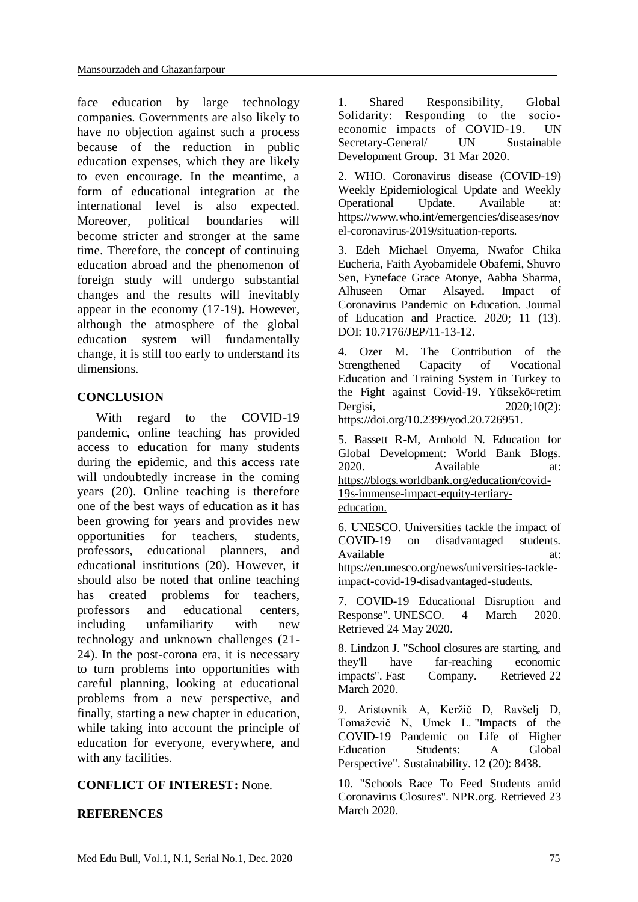face education by large technology companies. Governments are also likely to have no objection against such a process because of the reduction in public education expenses, which they are likely to even encourage. In the meantime, a form of educational integration at the international level is also expected. Moreover, political boundaries will become stricter and stronger at the same time. Therefore, the concept of continuing education abroad and the phenomenon of foreign study will undergo substantial changes and the results will inevitably appear in the economy (17-19). However, although the atmosphere of the global education system will fundamentally change, it is still too early to understand its dimensions.

## CONCLUSION

With regard to the COVID-19 pandemic, online teaching has provided access to education for many students during the epidemic, and this access rate will undoubtedly increase in the coming years (20). Online teaching is therefore one of the best ways of education as it has been growing for years and provides new opportunities for teachers, students, professors, educational planners, and educational institutions (20). However, it should also be noted that online teaching has created problems for teachers, professors and educational centers, including unfamiliarity with new technology and unknown challenges (21-24). In the post-corona era, it is necessary to turn problems into opportunities with careful planning, looking at educational problems from a new perspective, and finally, starting a new chapter in education, while taking into account the principle of education for everyone, everywhere, and with any facilities.

**CONFLICT OF INTEREST:** None.

## REFERENCES

1. Shared Responsibility, Global Solidarity: Responding to the socio-economic impacts of COVID-19. UN Secretary-General/ UN Sustainable Development Group. 31 Mar 2020.

2. WHO. Coronavirus disease (COVID-19) Weekly Epidemiological Update and Weekly Operational Update. Available at: https://www.who.int/emergencies/diseases/novel-coronavirus-2019/situation-reports.

3. Edeh Michael Onyema, Nwafor Chika Eucheria, Faith Ayobamidele Obafemi, Shuvro Sen, Fyneface Grace Atonye, Aabha Sharma, Alhuseen Omar Alsayed. Impact of Coronavirus Pandemic on Education. Journal of Education and Practice. 2020; 11 (13). DOI: 10.7176/JEP/11-13-12.

4. Ozer M. The Contribution of the Strengthened Capacity of Vocational Education and Training System in Turkey to the Fight against Covid-19. Yüksekö¤retim Dergisi, 2020;10(2): https://doi.org/10.2399/yod.20.726951.

5. Bassett R-M, Arnhold N. Education for Global Development: World Bank Blogs. 2020. Available at: https://blogs.worldbank.org/education/covid-19s-immense-impact-equity-tertiary-education.

6. UNESCO. Universities tackle the impact of COVID-19 on disadvantaged students. Available at: https://en.unesco.org/news/universities-tackle-impact-covid-19-disadvantaged-students.

7. COVID-19 Educational Disruption and Response". UNESCO. 4 March 2020. Retrieved 24 May 2020.

8. Lindzon J. "School closures are starting, and they'll have far-reaching economic impacts". Fast Company. Retrieved 22 March 2020.

9. Aristovnik A, Keržič D, Ravšelj D, Tomaževič N, Umek L. "Impacts of the COVID-19 Pandemic on Life of Higher Education Students: A Global Perspective". Sustainability. 12 (20): 8438.

10. "Schools Race To Feed Students amid Coronavirus Closures". NPR.org. Retrieved 23 March 2020.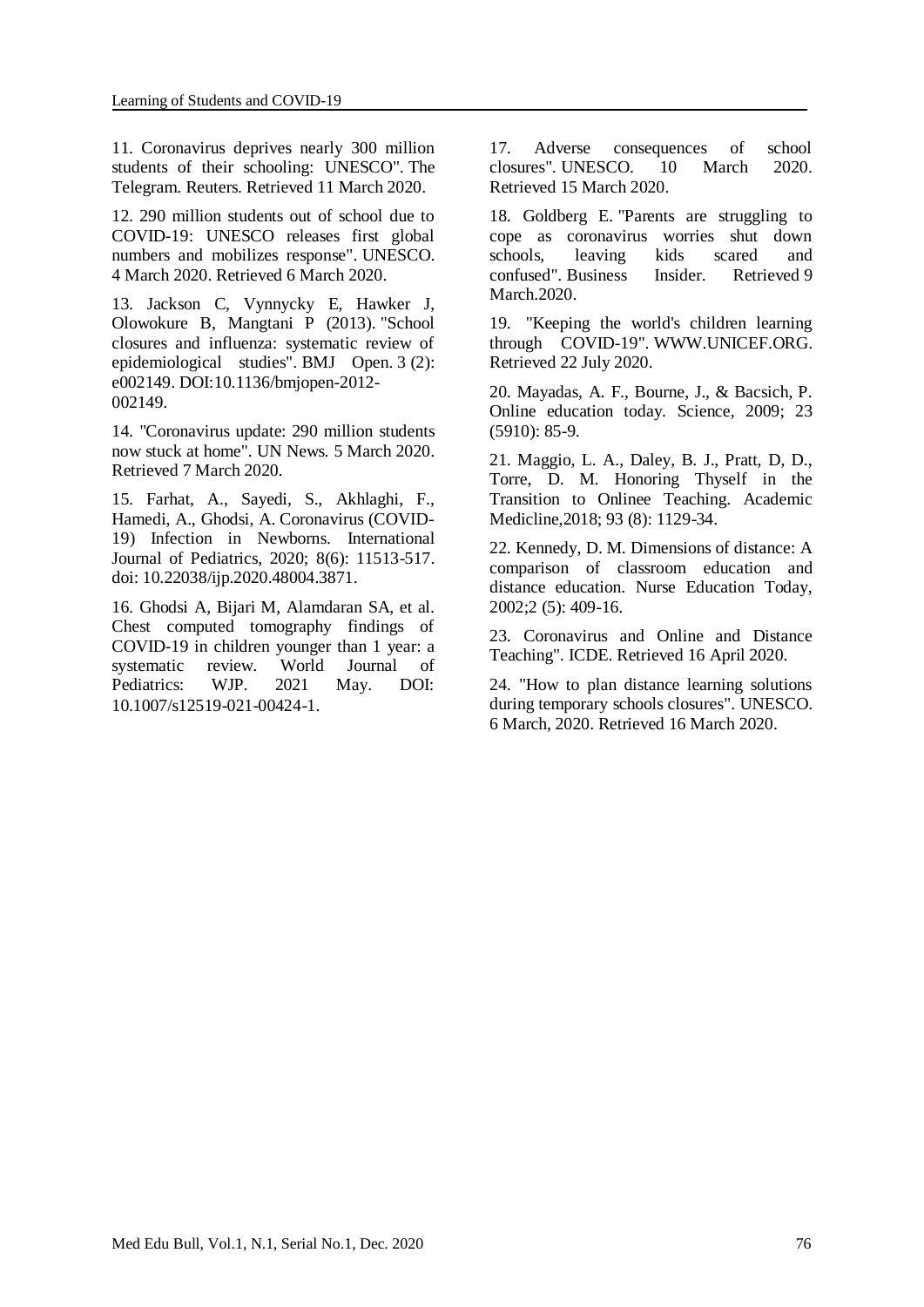11. Coronavirus deprives nearly 300 million students of their schooling: UNESCO". The Telegram. Reuters. Retrieved 11 March 2020.

12. 290 million students out of school due to COVID-19: UNESCO releases first global numbers and mobilizes response". UNESCO. 4 March 2020. Retrieved 6 March 2020.

13. Jackson C, Vynnycky E, Hawker J, Olowokure B, Mangtani P (2013). "School closures and influenza: systematic review of epidemiological studies". BMJ Open. 3 (2): e002149. DOI:10.1136/bmjopen-2012-002149.

14. "Coronavirus update: 290 million students now stuck at home". UN News. 5 March 2020. Retrieved 7 March 2020.

15. Farhat, A., Sayedi, S., Akhlaghi, F., Hamedi, A., Ghodsi, A. Coronavirus (COVID-19) Infection in Newborns. International Journal of Pediatrics, 2020; 8(6): 11513-517. doi: 10.22038/ijp.2020.48004.3871.

16. Ghodsi A, Bijari M, Alamdaran SA, et al. Chest computed tomography findings of COVID-19 in children younger than 1 year: a systematic review. World Journal of Pediatrics: WJP. 2021 May. DOI: 10.1007/s12519-021-00424-1.

17. Adverse consequences of school closures". UNESCO. 10 March 2020. Retrieved 15 March 2020.

18. Goldberg E. "Parents are struggling to cope as coronavirus worries shut down schools, leaving kids scared and confused". Business Insider. Retrieved 9 March.2020.

19. "Keeping the world's children learning through COVID-19". WWW.UNICEF.ORG. Retrieved 22 July 2020.

20. Mayadas, A. F., Bourne, J., & Bacsich, P. Online education today. Science, 2009; 23 (5910): 85-9.

21. Maggio, L. A., Daley, B. J., Pratt, D, D., Torre, D. M. Honoring Thyself in the Transition to Onlinee Teaching. Academic Medicline,2018; 93 (8): 1129-34.

22. Kennedy, D. M. Dimensions of distance: A comparison of classroom education and distance education. Nurse Education Today, 2002;2 (5): 409-16.

23. Coronavirus and Online and Distance Teaching". ICDE. Retrieved 16 April 2020.

24. "How to plan distance learning solutions during temporary schools closures". UNESCO. 6 March, 2020. Retrieved 16 March 2020.